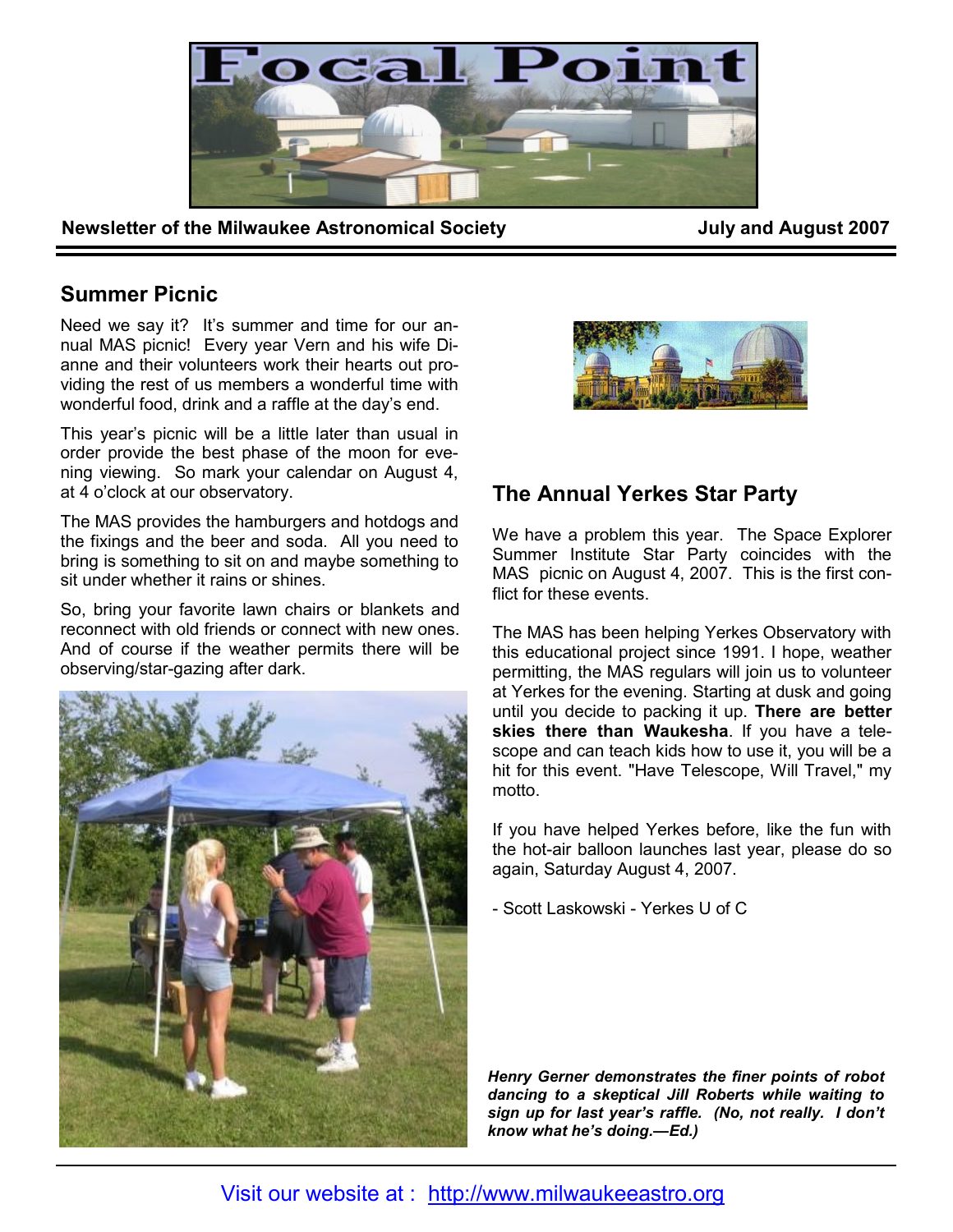# Focal Point

**Newsletter of the Milwaukee Astronomical Society** **July and August 2007**

## Summer Picnic

Need we say it? It's summer and time for our annual MAS picnic! Every year Vern and his wife Dianne and their volunteers work their hearts out providing the rest of us members a wonderful time with wonderful food, drink and a raffle at the day's end.

This year's picnic will be a little later than usual in order provide the best phase of the moon for evening viewing. So mark your calendar on August 4, at 4 o'clock at our observatory.

The MAS provides the hamburgers and hotdogs and the fixings and the beer and soda. All you need to bring is something to sit on and maybe something to sit under whether it rains or shines.

So, bring your favorite lawn chairs or blankets and reconnect with old friends or connect with new ones. And of course if the weather permits there will be observing/star-gazing after dark.

*Henry Gerner demonstrates the finer points of robot dancing to a skeptical Jill Roberts while waiting to sign up for last year's raffle. (No, not really. I don't know what he's doing.—Ed.)*

## The Annual Yerkes Star Party

We have a problem this year. The Space Explorer Summer Institute Star Party coincides with the MAS picnic on August 4, 2007. This is the first conflict for these events.

The MAS has been helping Yerkes Observatory with this educational project since 1991. I hope, weather permitting, the MAS regulars will join us to volunteer at Yerkes for the evening. Starting at dusk and going until you decide to packing it up. **There are better skies there than Waukesha**. If you have a telescope and can teach kids how to use it, you will be a hit for this event. "Have Telescope, Will Travel," my motto.

If you have helped Yerkes before, like the fun with the hot-air balloon launches last year, please do so again, Saturday August 4, 2007.

- Scott Laskowski - Yerkes U of C

Visit our website at : http://www.milwaukeeastro.org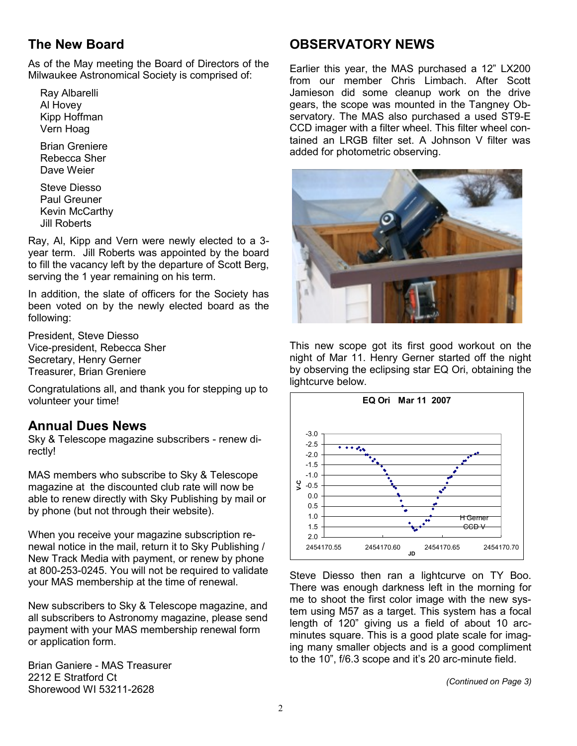## The New Board

As of the May meeting the Board of Directors of the Milwaukee Astronomical Society is comprised of:

Ray Albarelli
Al Hovey
Kipp Hoffman
Vern Hoag

Brian Greniere
Rebecca Sher
Dave Weier

Steve Diesso
Paul Greuner
Kevin McCarthy
Jill Roberts

Ray, Al, Kipp and Vern were newly elected to a 3-year term. Jill Roberts was appointed by the board to fill the vacancy left by the departure of Scott Berg, serving the 1 year remaining on his term.

In addition, the slate of officers for the Society has been voted on by the newly elected board as the following:

President, Steve Diesso
Vice-president, Rebecca Sher
Secretary, Henry Gerner
Treasurer, Brian Greniere

Congratulations all, and thank you for stepping up to volunteer your time!

## Annual Dues News

Sky & Telescope magazine subscribers - renew directly!

MAS members who subscribe to Sky & Telescope magazine at the discounted club rate will now be able to renew directly with Sky Publishing by mail or by phone (but not through their website).

When you receive your magazine subscription renewal notice in the mail, return it to Sky Publishing / New Track Media with payment, or renew by phone at 800-253-0245. You will not be required to validate your MAS membership at the time of renewal.

New subscribers to Sky & Telescope magazine, and all subscribers to Astronomy magazine, please send payment with your MAS membership renewal form or application form.

Brian Ganiere - MAS Treasurer
2212 E Stratford Ct
Shorewood WI 53211-2628

## OBSERVATORY NEWS

Earlier this year, the MAS purchased a 12" LX200 from our member Chris Limbach. After Scott Jamieson did some cleanup work on the drive gears, the scope was mounted in the Tangney Observatory. The MAS also purchased a used ST9-E CCD imager with a filter wheel. This filter wheel contained an LRGB filter set. A Johnson V filter was added for photometric observing.

This new scope got its first good workout on the night of Mar 11. Henry Gerner started off the night by observing the eclipsing star EQ Ori, obtaining the lightcurve below.

Steve Diesso then ran a lightcurve on TY Boo. There was enough darkness left in the morning for me to shoot the first color image with the new system using M57 as a target. This system has a focal length of 120" giving us a field of about 10 arc-minutes square. This is a good plate scale for imaging many smaller objects and is a good compliment to the 10", f/6.3 scope and it's 20 arc-minute field.

*(Continued on Page 3)*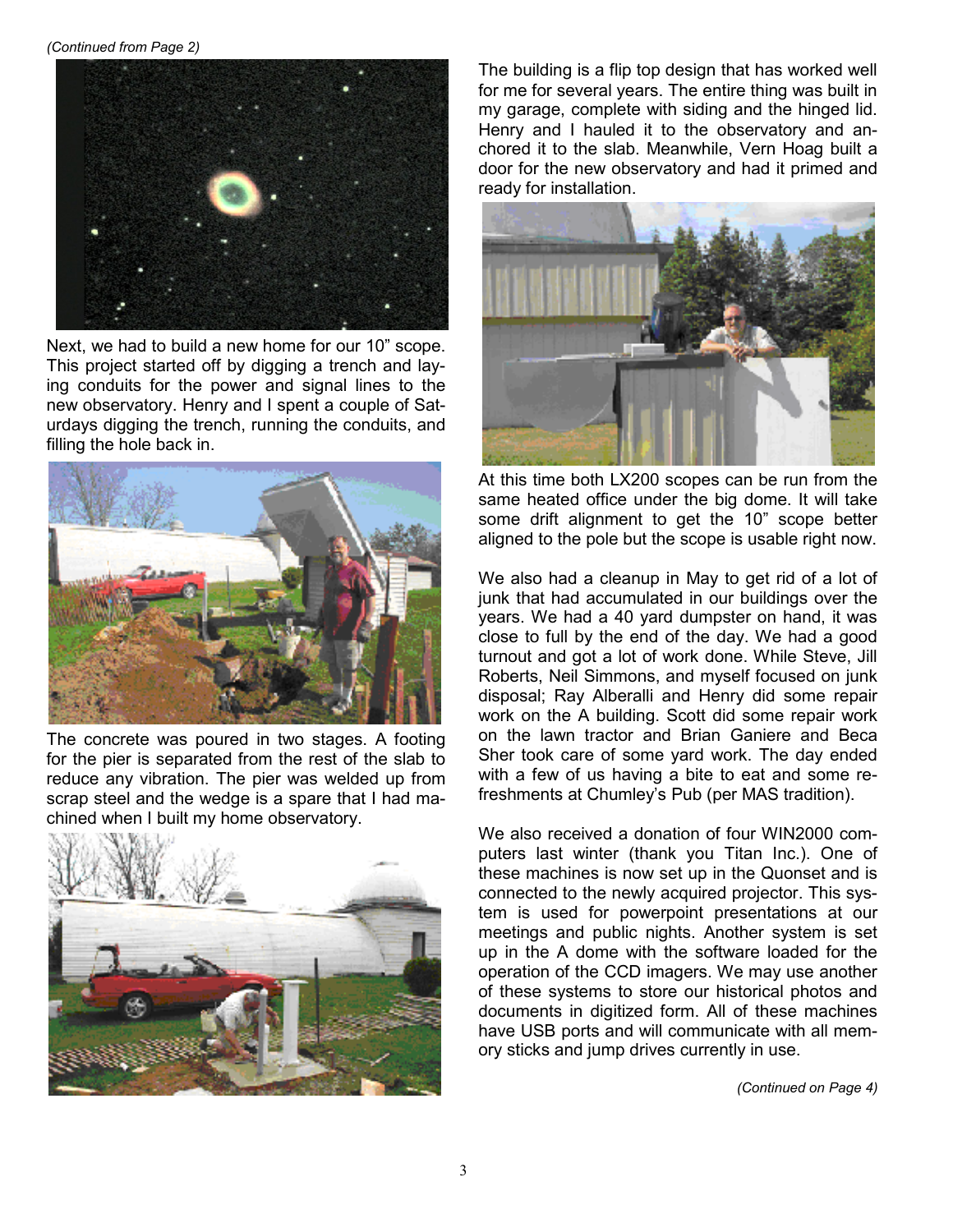*(Continued from Page 2)*

Next, we had to build a new home for our 10” scope. This project started off by digging a trench and laying conduits for the power and signal lines to the new observatory. Henry and I spent a couple of Saturdays digging the trench, running the conduits, and filling the hole back in.

The concrete was poured in two stages. A footing for the pier is separated from the rest of the slab to reduce any vibration. The pier was welded up from scrap steel and the wedge is a spare that I had machined when I built my home observatory.

The building is a flip top design that has worked well for me for several years. The entire thing was built in my garage, complete with siding and the hinged lid. Henry and I hauled it to the observatory and anchored it to the slab. Meanwhile, Vern Hoag built a door for the new observatory and had it primed and ready for installation.

At this time both LX200 scopes can be run from the same heated office under the big dome. It will take some drift alignment to get the 10” scope better aligned to the pole but the scope is usable right now.

We also had a cleanup in May to get rid of a lot of junk that had accumulated in our buildings over the years. We had a 40 yard dumpster on hand, it was close to full by the end of the day. We had a good turnout and got a lot of work done. While Steve, Jill Roberts, Neil Simmons, and myself focused on junk disposal; Ray Alberalli and Henry did some repair work on the A building. Scott did some repair work on the lawn tractor and Brian Ganiere and Beca Sher took care of some yard work. The day ended with a few of us having a bite to eat and some refreshments at Chumley’s Pub (per MAS tradition).

We also received a donation of four WIN2000 computers last winter (thank you Titan Inc.). One of these machines is now set up in the Quonset and is connected to the newly acquired projector. This system is used for powerpoint presentations at our meetings and public nights. Another system is set up in the A dome with the software loaded for the operation of the CCD imagers. We may use another of these systems to store our historical photos and documents in digitized form. All of these machines have USB ports and will communicate with all memory sticks and jump drives currently in use.

*(Continued on Page 4)*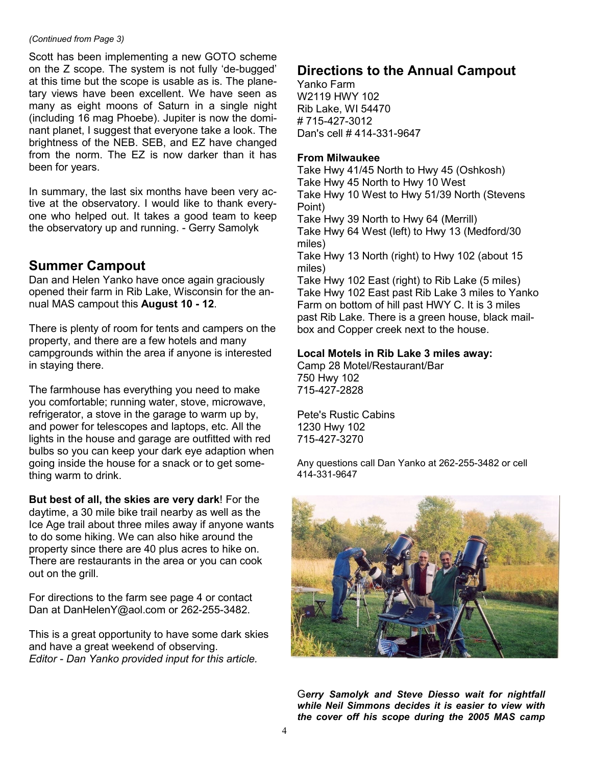*(Continued from Page 3)*

Scott has been implementing a new GOTO scheme on the Z scope. The system is not fully 'de-bugged' at this time but the scope is usable as is. The planetary views have been excellent. We have seen as many as eight moons of Saturn in a single night (including 16 mag Phoebe). Jupiter is now the dominant planet, I suggest that everyone take a look. The brightness of the NEB. SEB, and EZ have changed from the norm. The EZ is now darker than it has been for years.

In summary, the last six months have been very active at the observatory. I would like to thank everyone who helped out. It takes a good team to keep the observatory up and running. - Gerry Samolyk

## Summer Campout

Dan and Helen Yanko have once again graciously opened their farm in Rib Lake, Wisconsin for the annual MAS campout this **August 10 - 12**.

There is plenty of room for tents and campers on the property, and there are a few hotels and many campgrounds within the area if anyone is interested in staying there.

The farmhouse has everything you need to make you comfortable; running water, stove, microwave, refrigerator, a stove in the garage to warm up by, and power for telescopes and laptops, etc. All the lights in the house and garage are outfitted with red bulbs so you can keep your dark eye adaption when going inside the house for a snack or to get something warm to drink.

**But best of all, the skies are very dark**! For the daytime, a 30 mile bike trail nearby as well as the Ice Age trail about three miles away if anyone wants to do some hiking. We can also hike around the property since there are 40 plus acres to hike on. There are restaurants in the area or you can cook out on the grill.

For directions to the farm see page 4 or contact Dan at DanHelenY@aol.com or 262-255-3482.

This is a great opportunity to have some dark skies and have a great weekend of observing.
*Editor - Dan Yanko provided input for this article.*

## Directions to the Annual Campout

Yanko Farm
W2119 HWY 102
Rib Lake, WI 54470
# 715-427-3012
Dan's cell # 414-331-9647

**From Milwaukee**

Take Hwy 41/45 North to Hwy 45 (Oshkosh)
Take Hwy 45 North to Hwy 10 West
Take Hwy 10 West to Hwy 51/39 North (Stevens Point)
Take Hwy 39 North to Hwy 64 (Merrill)
Take Hwy 64 West (left) to Hwy 13 (Medford/30 miles)
Take Hwy 13 North (right) to Hwy 102 (about 15 miles)
Take Hwy 102 East (right) to Rib Lake (5 miles)
Take Hwy 102 East past Rib Lake 3 miles to Yanko Farm on bottom of hill past HWY C. It is 3 miles past Rib Lake. There is a green house, black mailbox and Copper creek next to the house.

**Local Motels in Rib Lake 3 miles away:**

Camp 28 Motel/Restaurant/Bar
750 Hwy 102
715-427-2828

Pete's Rustic Cabins
1230 Hwy 102
715-427-3270

Any questions call Dan Yanko at 262-255-3482 or cell 414-331-9647

***Gerry Samolyk and Steve Diesso wait for nightfall while Neil Simmons decides it is easier to view with the cover off his scope during the 2005 MAS camp***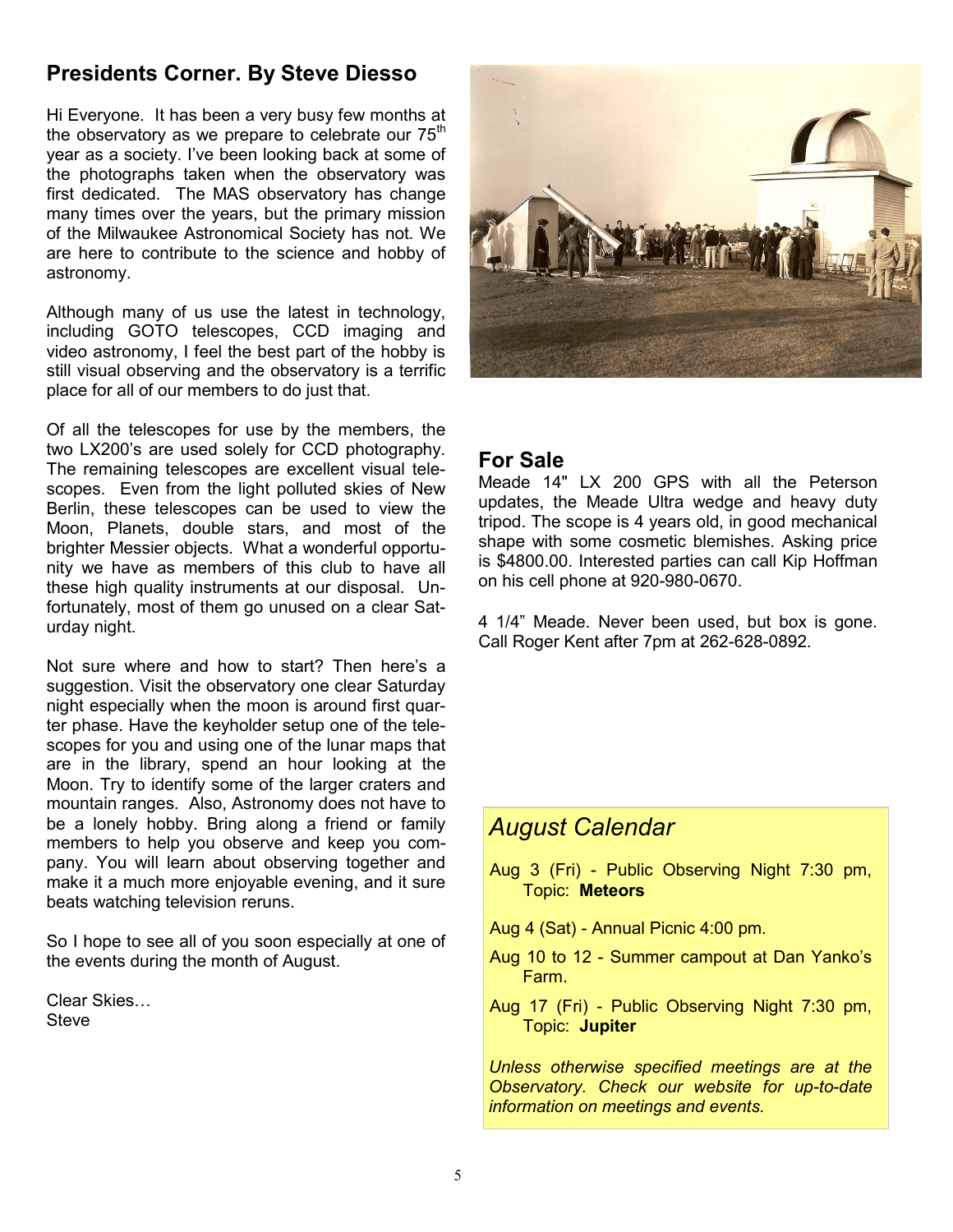## Presidents Corner. By Steve Diesso

Hi Everyone. It has been a very busy few months at the observatory as we prepare to celebrate our 75th year as a society. I've been looking back at some of the photographs taken when the observatory was first dedicated. The MAS observatory has change many times over the years, but the primary mission of the Milwaukee Astronomical Society has not. We are here to contribute to the science and hobby of astronomy.

Although many of us use the latest in technology, including GOTO telescopes, CCD imaging and video astronomy, I feel the best part of the hobby is still visual observing and the observatory is a terrific place for all of our members to do just that.

Of all the telescopes for use by the members, the two LX200's are used solely for CCD photography. The remaining telescopes are excellent visual telescopes. Even from the light polluted skies of New Berlin, these telescopes can be used to view the Moon, Planets, double stars, and most of the brighter Messier objects. What a wonderful opportunity we have as members of this club to have all these high quality instruments at our disposal. Unfortunately, most of them go unused on a clear Saturday night.

Not sure where and how to start? Then here's a suggestion. Visit the observatory one clear Saturday night especially when the moon is around first quarter phase. Have the keyholder setup one of the telescopes for you and using one of the lunar maps that are in the library, spend an hour looking at the Moon. Try to identify some of the larger craters and mountain ranges. Also, Astronomy does not have to be a lonely hobby. Bring along a friend or family members to help you observe and keep you company. You will learn about observing together and make it a much more enjoyable evening, and it sure beats watching television reruns.

So I hope to see all of you soon especially at one of the events during the month of August.

Clear Skies…
Steve

## For Sale

Meade 14" LX 200 GPS with all the Peterson updates, the Meade Ultra wedge and heavy duty tripod. The scope is 4 years old, in good mechanical shape with some cosmetic blemishes. Asking price is $4800.00. Interested parties can call Kip Hoffman on his cell phone at 920-980-0670.

4 1/4" Meade. Never been used, but box is gone. Call Roger Kent after 7pm at 262-628-0892.

## *August Calendar*

Aug 3 (Fri) - Public Observing Night 7:30 pm, Topic: **Meteors**

Aug 4 (Sat) - Annual Picnic 4:00 pm.

Aug 10 to 12 - Summer campout at Dan Yanko's Farm.

Aug 17 (Fri) - Public Observing Night 7:30 pm, Topic: **Jupiter**

*Unless otherwise specified meetings are at the Observatory. Check our website for up-to-date information on meetings and events.*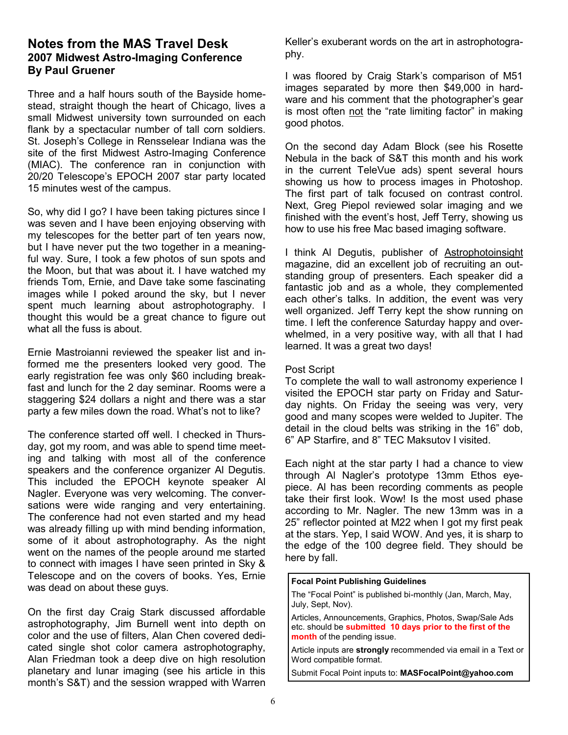## Notes from the MAS Travel Desk

### 2007 Midwest Astro-Imaging Conference

### By Paul Gruener

Three and a half hours south of the Bayside homestead, straight though the heart of Chicago, lives a small Midwest university town surrounded on each flank by a spectacular number of tall corn soldiers. St. Joseph's College in Rensselear Indiana was the site of the first Midwest Astro-Imaging Conference (MIAC). The conference ran in conjunction with 20/20 Telescope's EPOCH 2007 star party located 15 minutes west of the campus.

So, why did I go? I have been taking pictures since I was seven and I have been enjoying observing with my telescopes for the better part of ten years now, but I have never put the two together in a meaningful way. Sure, I took a few photos of sun spots and the Moon, but that was about it. I have watched my friends Tom, Ernie, and Dave take some fascinating images while I poked around the sky, but I never spent much learning about astrophotography. I thought this would be a great chance to figure out what all the fuss is about.

Ernie Mastroianni reviewed the speaker list and informed me the presenters looked very good. The early registration fee was only $60 including breakfast and lunch for the 2 day seminar. Rooms were a staggering $24 dollars a night and there was a star party a few miles down the road. What's not to like?

The conference started off well. I checked in Thursday, got my room, and was able to spend time meeting and talking with most all of the conference speakers and the conference organizer Al Degutis. This included the EPOCH keynote speaker Al Nagler. Everyone was very welcoming. The conversations were wide ranging and very entertaining. The conference had not even started and my head was already filling up with mind bending information, some of it about astrophotography. As the night went on the names of the people around me started to connect with images I have seen printed in Sky & Telescope and on the covers of books. Yes, Ernie was dead on about these guys.

On the first day Craig Stark discussed affordable astrophotography, Jim Burnell went into depth on color and the use of filters, Alan Chen covered dedicated single shot color camera astrophotography, Alan Friedman took a deep dive on high resolution planetary and lunar imaging (see his article in this month's S&T) and the session wrapped with Warren Keller's exuberant words on the art in astrophotography.

I was floored by Craig Stark's comparison of M51 images separated by more then $49,000 in hardware and his comment that the photographer's gear is most often not the "rate limiting factor" in making good photos.

On the second day Adam Block (see his Rosette Nebula in the back of S&T this month and his work in the current TeleVue ads) spent several hours showing us how to process images in Photoshop. The first part of talk focused on contrast control. Next, Greg Piepol reviewed solar imaging and we finished with the event's host, Jeff Terry, showing us how to use his free Mac based imaging software.

I think Al Degutis, publisher of Astrophotoinsight magazine, did an excellent job of recruiting an outstanding group of presenters. Each speaker did a fantastic job and as a whole, they complemented each other's talks. In addition, the event was very well organized. Jeff Terry kept the show running on time. I left the conference Saturday happy and overwhelmed, in a very positive way, with all that I had learned. It was a great two days!

Post Script

To complete the wall to wall astronomy experience I visited the EPOCH star party on Friday and Saturday nights. On Friday the seeing was very, very good and many scopes were welded to Jupiter. The detail in the cloud belts was striking in the 16" dob, 6" AP Starfire, and 8" TEC Maksutov I visited.

Each night at the star party I had a chance to view through Al Nagler's prototype 13mm Ethos eyepiece. Al has been recording comments as people take their first look. Wow! Is the most used phase according to Mr. Nagler. The new 13mm was in a 25" reflector pointed at M22 when I got my first peak at the stars. Yep, I said WOW. And yes, it is sharp to the edge of the 100 degree field. They should be here by fall.

**Focal Point Publishing Guidelines**

The "Focal Point" is published bi-monthly (Jan, March, May, July, Sept, Nov).

Articles, Announcements, Graphics, Photos, Swap/Sale Ads etc. should be **submitted 10 days prior to the first of the month** of the pending issue.

Article inputs are **strongly** recommended via email in a Text or Word compatible format.

Submit Focal Point inputs to: **MASFocalPoint@yahoo.com**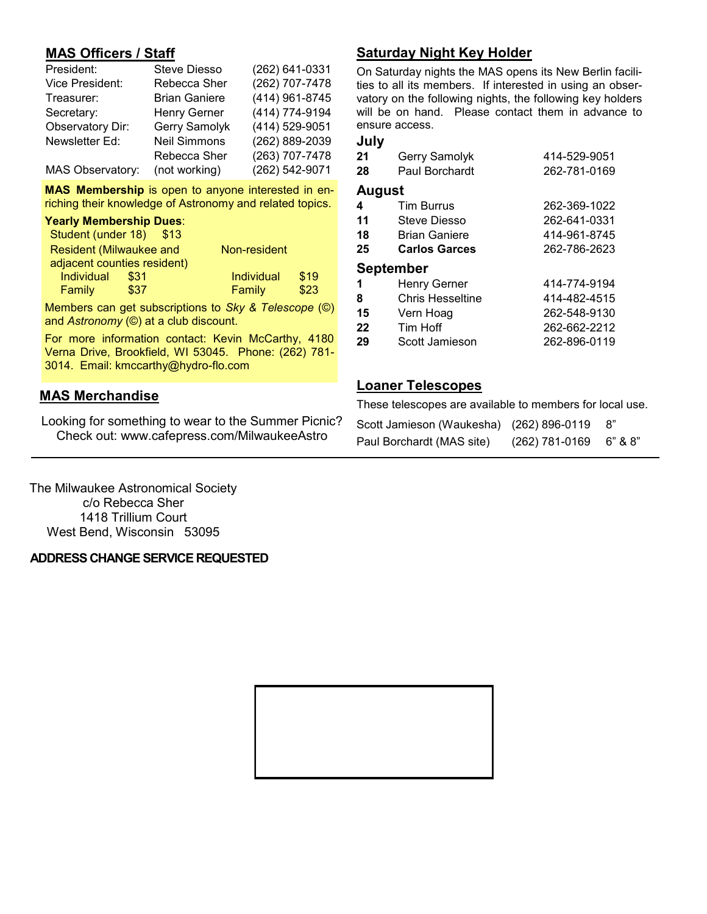## MAS Officers / Staff

| | | |
|---|---|---|
| President: | Steve Diesso | (262) 641-0331 |
| Vice President: | Rebecca Sher | (262) 707-7478 |
| Treasurer: | Brian Ganiere | (414) 961-8745 |
| Secretary: | Henry Gerner | (414) 774-9194 |
| Observatory Dir: | Gerry Samolyk | (414) 529-9051 |
| Newsletter Ed: | Neil Simmons | (262) 889-2039 |
| | Rebecca Sher | (263) 707-7478 |
| MAS Observatory: | (not working) | (262) 542-9071 |

**MAS Membership** is open to anyone interested in enriching their knowledge of Astronomy and related topics.

**Yearly Membership Dues**:

Student (under 18) $13

| Resident (Milwaukee and adjacent counties resident) | | Non-resident | |
|---|---|---|---|
| Individual | $31 | Individual | $19 |
| Family | $37 | Family | $23 |

Members can get subscriptions to *Sky & Telescope* (©) and *Astronomy* (©) at a club discount.

For more information contact: Kevin McCarthy, 4180 Verna Drive, Brookfield, WI 53045. Phone: (262) 781-3014. Email: kmccarthy@hydro-flo.com

## MAS Merchandise

Looking for something to wear to the Summer Picnic?
Check out: www.cafepress.com/MilwaukeeAstro

## Saturday Night Key Holder

On Saturday nights the MAS opens its New Berlin facilities to all its members. If interested in using an observatory on the following nights, the following key holders will be on hand. Please contact them in advance to ensure access.

**July**

| | | |
|---|---|---|
| **21** | Gerry Samolyk | 414-529-9051 |
| **28** | Paul Borchardt | 262-781-0169 |

**August**

| | | |
|---|---|---|
| **4** | Tim Burrus | 262-369-1022 |
| **11** | Steve Diesso | 262-641-0331 |
| **18** | Brian Ganiere | 414-961-8745 |
| **25** | **Carlos Garces** | 262-786-2623 |

**September**

| | | |
|---|---|---|
| **1** | Henry Gerner | 414-774-9194 |
| **8** | Chris Hesseltine | 414-482-4515 |
| **15** | Vern Hoag | 262-548-9130 |
| **22** | Tim Hoff | 262-662-2212 |
| **29** | Scott Jamieson | 262-896-0119 |

## Loaner Telescopes

These telescopes are available to members for local use.

| | | |
|---|---|---|
| Scott Jamieson (Waukesha) | (262) 896-0119 | 8” |
| Paul Borchardt (MAS site) | (262) 781-0169 | 6” & 8” |

The Milwaukee Astronomical Society
c/o Rebecca Sher
1418 Trillium Court
West Bend, Wisconsin 53095

**ADDRESS CHANGE SERVICE REQUESTED**